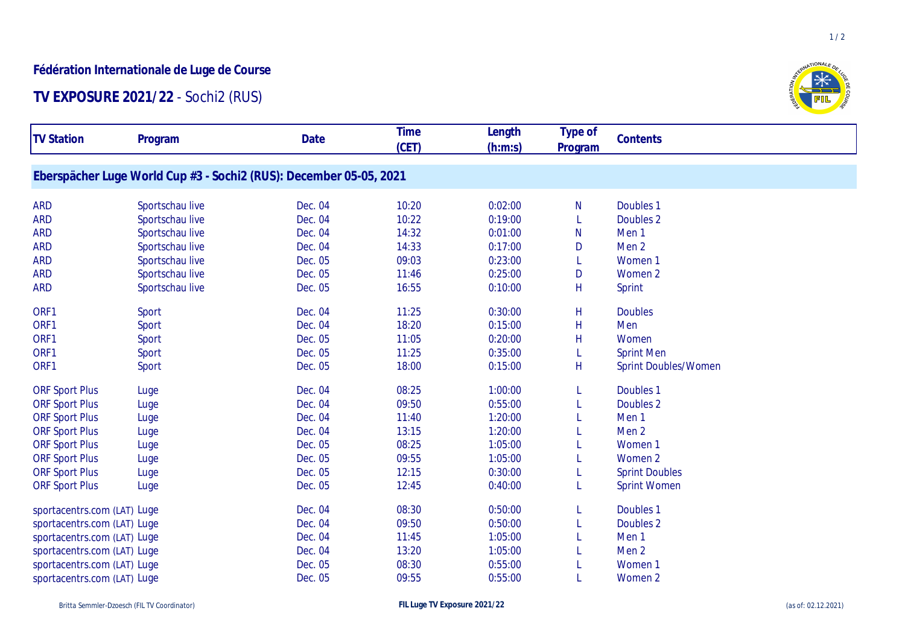**Fédération Internationale de Luge de Course**

## TV EXPOSURE 2021/22 - Sochi2 (RUS)

| TV Station | Program | Date | Time (CET) | Length (h:m:s) | Type of Program | Contents |
|---|---|---|---|---|---|---|
| **Eberspächer Luge World Cup #3 - Sochi2 (RUS): December 05-05, 2021** | | | | | | |
| ARD | Sportschau live | Dec. 04 | 10:20 | 0:02:00 | N | Doubles 1 |
| ARD | Sportschau live | Dec. 04 | 10:22 | 0:19:00 | L | Doubles 2 |
| ARD | Sportschau live | Dec. 04 | 14:32 | 0:01:00 | N | Men 1 |
| ARD | Sportschau live | Dec. 04 | 14:33 | 0:17:00 | D | Men 2 |
| ARD | Sportschau live | Dec. 05 | 09:03 | 0:23:00 | L | Women 1 |
| ARD | Sportschau live | Dec. 05 | 11:46 | 0:25:00 | D | Women 2 |
| ARD | Sportschau live | Dec. 05 | 16:55 | 0:10:00 | H | Sprint |
| ORF1 | Sport | Dec. 04 | 11:25 | 0:30:00 | H | Doubles |
| ORF1 | Sport | Dec. 04 | 18:20 | 0:15:00 | H | Men |
| ORF1 | Sport | Dec. 05 | 11:05 | 0:20:00 | H | Women |
| ORF1 | Sport | Dec. 05 | 11:25 | 0:35:00 | L | Sprint Men |
| ORF1 | Sport | Dec. 05 | 18:00 | 0:15:00 | H | Sprint Doubles/Women |
| ORF Sport Plus | Luge | Dec. 04 | 08:25 | 1:00:00 | L | Doubles 1 |
| ORF Sport Plus | Luge | Dec. 04 | 09:50 | 0:55:00 | L | Doubles 2 |
| ORF Sport Plus | Luge | Dec. 04 | 11:40 | 1:20:00 | L | Men 1 |
| ORF Sport Plus | Luge | Dec. 04 | 13:15 | 1:20:00 | L | Men 2 |
| ORF Sport Plus | Luge | Dec. 05 | 08:25 | 1:05:00 | L | Women 1 |
| ORF Sport Plus | Luge | Dec. 05 | 09:55 | 1:05:00 | L | Women 2 |
| ORF Sport Plus | Luge | Dec. 05 | 12:15 | 0:30:00 | L | Sprint Doubles |
| ORF Sport Plus | Luge | Dec. 05 | 12:45 | 0:40:00 | L | Sprint Women |
| sportacentrs.com (LAT) | Luge | Dec. 04 | 08:30 | 0:50:00 | L | Doubles 1 |
| sportacentrs.com (LAT) | Luge | Dec. 04 | 09:50 | 0:50:00 | L | Doubles 2 |
| sportacentrs.com (LAT) | Luge | Dec. 04 | 11:45 | 1:05:00 | L | Men 1 |
| sportacentrs.com (LAT) | Luge | Dec. 04 | 13:20 | 1:05:00 | L | Men 2 |
| sportacentrs.com (LAT) | Luge | Dec. 05 | 08:30 | 0:55:00 | L | Women 1 |
| sportacentrs.com (LAT) | Luge | Dec. 05 | 09:55 | 0:55:00 | L | Women 2 |

Britta Semmler-Dzoesch (FIL TV Coordinator) | FIL Luge TV Exposure 2021/22 | (as of: 02.12.2021)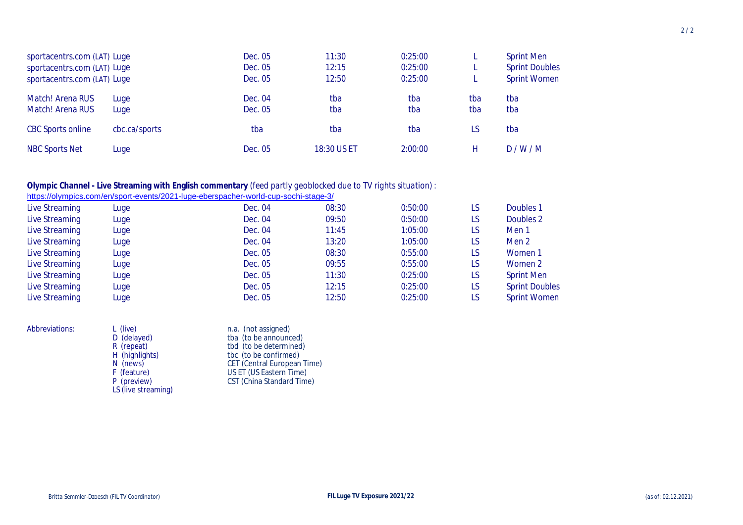| | | | | | | |
|---|---|---|---|---|---|---|
| sportacentrs.com (LAT) | Luge | Dec. 05 | 11:30 | 0:25:00 | L | Sprint Men |
| sportacentrs.com (LAT) | Luge | Dec. 05 | 12:15 | 0:25:00 | L | Sprint Doubles |
| sportacentrs.com (LAT) | Luge | Dec. 05 | 12:50 | 0:25:00 | L | Sprint Women |
| Match! Arena RUS | Luge | Dec. 04 | tba | tba | tba | tba |
| Match! Arena RUS | Luge | Dec. 05 | tba | tba | tba | tba |
| CBC Sports online | cbc.ca/sports | tba | tba | tba | LS | tba |
| NBC Sports Net | Luge | Dec. 05 | 18:30 US ET | 2:00:00 | H | D / W / M |

**Olympic Channel - Live Streaming with English commentary** (feed partly geoblocked due to TV rights situation) :
https://olympics.com/en/sport-events/2021-luge-eberspacher-world-cup-sochi-stage-3/

| | | | | | | |
|---|---|---|---|---|---|---|
| Live Streaming | Luge | Dec. 04 | 08:30 | 0:50:00 | LS | Doubles 1 |
| Live Streaming | Luge | Dec. 04 | 09:50 | 0:50:00 | LS | Doubles 2 |
| Live Streaming | Luge | Dec. 04 | 11:45 | 1:05:00 | LS | Men 1 |
| Live Streaming | Luge | Dec. 04 | 13:20 | 1:05:00 | LS | Men 2 |
| Live Streaming | Luge | Dec. 05 | 08:30 | 0:55:00 | LS | Women 1 |
| Live Streaming | Luge | Dec. 05 | 09:55 | 0:55:00 | LS | Women 2 |
| Live Streaming | Luge | Dec. 05 | 11:30 | 0:25:00 | LS | Sprint Men |
| Live Streaming | Luge | Dec. 05 | 12:15 | 0:25:00 | LS | Sprint Doubles |
| Live Streaming | Luge | Dec. 05 | 12:50 | 0:25:00 | LS | Sprint Women |

Abbreviations:

- L (live)
- D (delayed)
- R (repeat)
- H (highlights)
- N (news)
- F (feature)
- P (preview)
- LS (live streaming)
- n.a. (not assigned)
- tba (to be announced)
- tbd (to be determined)
- tbc (to be confirmed)
- CET (Central European Time)
- US ET (US Eastern Time)
- CST (China Standard Time)